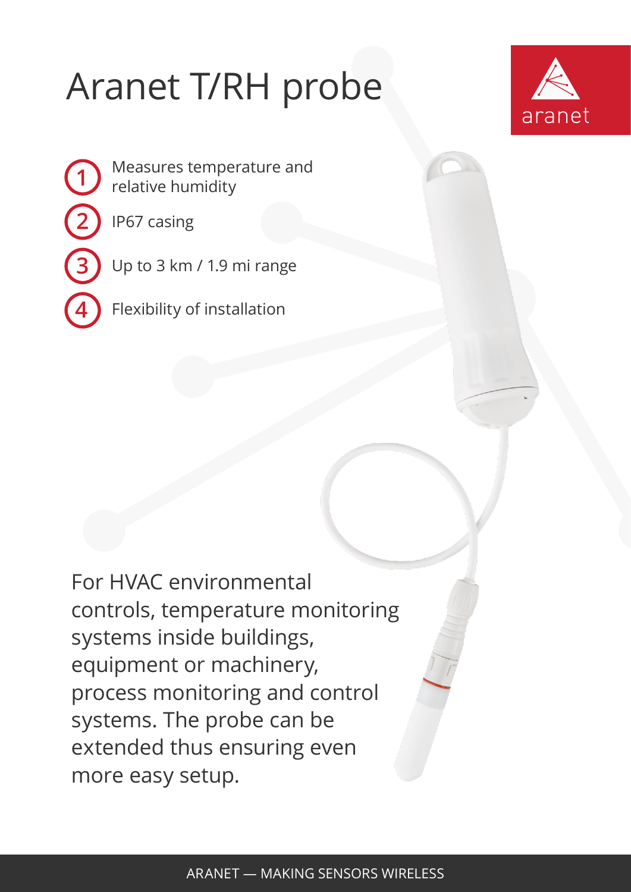# Aranet T/RH probe

aranet

1. Measures temperature and relative humidity
2. IP67 casing
3. Up to 3 km / 1.9 mi range
4. Flexibility of installation

For HVAC environmental controls, temperature monitoring systems inside buildings, equipment or machinery, process monitoring and control systems. The probe can be extended thus ensuring even more easy setup.

ARANET — MAKING SENSORS WIRELESS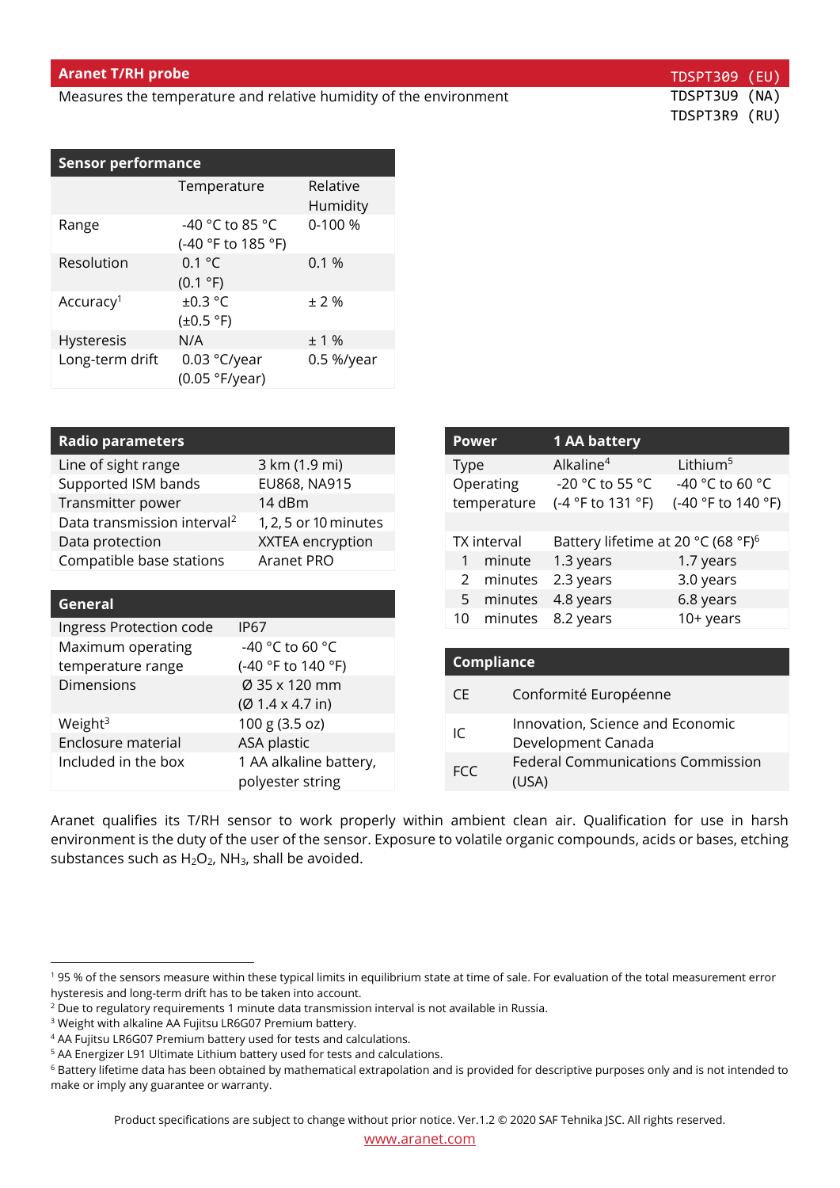## Aranet T/RH probe

Measures the temperature and relative humidity of the environment

TDSPT309 (EU)
TDSPT3U9 (NA)
TDSPT3R9 (RU)

### Sensor performance

| | Temperature | Relative Humidity |
|---|---|---|
| Range | -40 °C to 85 °C (-40 °F to 185 °F) | 0-100 % |
| Resolution | 0.1 °C (0.1 °F) | 0.1 % |
| Accuracy[1] | ±0.3 °C (±0.5 °F) | ± 2 % |
| Hysteresis | N/A | ± 1 % |
| Long-term drift | 0.03 °C/year (0.05 °F/year) | 0.5 %/year |

### Radio parameters

| | |
|---|---|
| Line of sight range | 3 km (1.9 mi) |
| Supported ISM bands | EU868, NA915 |
| Transmitter power | 14 dBm |
| Data transmission interval[2] | 1, 2, 5 or 10 minutes |
| Data protection | XXTEA encryption |
| Compatible base stations | Aranet PRO |

### General

| | |
|---|---|
| Ingress Protection code | IP67 |
| Maximum operating temperature range | -40 °C to 60 °C (-40 °F to 140 °F) |
| Dimensions | Ø 35 x 120 mm (Ø 1.4 x 4.7 in) |
| Weight[3] | 100 g (3.5 oz) |
| Enclosure material | ASA plastic |
| Included in the box | 1 AA alkaline battery, polyester string |

### Power

| Power | 1 AA battery | |
|---|---|---|
| Type | Alkaline[4] | Lithium[5] |
| Operating temperature | -20 °C to 55 °C (-4 °F to 131 °F) | -40 °C to 60 °C (-40 °F to 140 °F) |
| TX interval | Battery lifetime at 20 °C (68 °F)[6] | |
| 1 minute | 1.3 years | 1.7 years |
| 2 minutes | 2.3 years | 3.0 years |
| 5 minutes | 4.8 years | 6.8 years |
| 10 minutes | 8.2 years | 10+ years |

### Compliance

| | |
|---|---|
| CE | Conformité Européenne |
| IC | Innovation, Science and Economic Development Canada |
| FCC | Federal Communications Commission (USA) |

Aranet qualifies its T/RH sensor to work properly within ambient clean air. Qualification for use in harsh environment is the duty of the user of the sensor. Exposure to volatile organic compounds, acids or bases, etching substances such as $H_2O_2$, $NH_3$, shall be avoided.

---

[1] 95 % of the sensors measure within these typical limits in equilibrium state at time of sale. For evaluation of the total measurement error hysteresis and long-term drift has to be taken into account.
[2] Due to regulatory requirements 1 minute data transmission interval is not available in Russia.
[3] Weight with alkaline AA Fujitsu LR6G07 Premium battery.
[4] AA Fujitsu LR6G07 Premium battery used for tests and calculations.
[5] AA Energizer L91 Ultimate Lithium battery used for tests and calculations.
[6] Battery lifetime data has been obtained by mathematical extrapolation and is provided for descriptive purposes only and is not intended to make or imply any guarantee or warranty.

Product specifications are subject to change without prior notice. Ver.1.2 © 2020 SAF Tehnika JSC. All rights reserved.
www.aranet.com